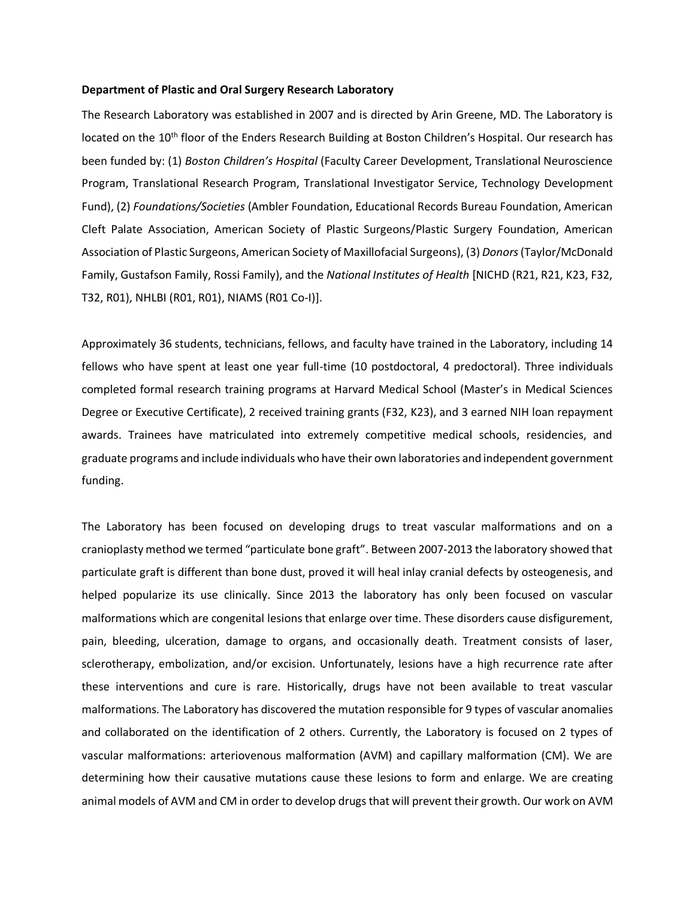**Department of Plastic and Oral Surgery Research Laboratory**

The Research Laboratory was established in 2007 and is directed by Arin Greene, MD. The Laboratory is located on the 10th floor of the Enders Research Building at Boston Children's Hospital. Our research has been funded by: (1) *Boston Children's Hospital* (Faculty Career Development, Translational Neuroscience Program, Translational Research Program, Translational Investigator Service, Technology Development Fund), (2) *Foundations/Societies* (Ambler Foundation, Educational Records Bureau Foundation, American Cleft Palate Association, American Society of Plastic Surgeons/Plastic Surgery Foundation, American Association of Plastic Surgeons, American Society of Maxillofacial Surgeons), (3) *Donors* (Taylor/McDonald Family, Gustafson Family, Rossi Family), and the *National Institutes of Health* [NICHD (R21, R21, K23, F32, T32, R01), NHLBI (R01, R01), NIAMS (R01 Co-I)].

Approximately 36 students, technicians, fellows, and faculty have trained in the Laboratory, including 14 fellows who have spent at least one year full-time (10 postdoctoral, 4 predoctoral). Three individuals completed formal research training programs at Harvard Medical School (Master's in Medical Sciences Degree or Executive Certificate), 2 received training grants (F32, K23), and 3 earned NIH loan repayment awards. Trainees have matriculated into extremely competitive medical schools, residencies, and graduate programs and include individuals who have their own laboratories and independent government funding.

The Laboratory has been focused on developing drugs to treat vascular malformations and on a cranioplasty method we termed "particulate bone graft". Between 2007-2013 the laboratory showed that particulate graft is different than bone dust, proved it will heal inlay cranial defects by osteogenesis, and helped popularize its use clinically. Since 2013 the laboratory has only been focused on vascular malformations which are congenital lesions that enlarge over time. These disorders cause disfigurement, pain, bleeding, ulceration, damage to organs, and occasionally death. Treatment consists of laser, sclerotherapy, embolization, and/or excision. Unfortunately, lesions have a high recurrence rate after these interventions and cure is rare. Historically, drugs have not been available to treat vascular malformations. The Laboratory has discovered the mutation responsible for 9 types of vascular anomalies and collaborated on the identification of 2 others. Currently, the Laboratory is focused on 2 types of vascular malformations: arteriovenous malformation (AVM) and capillary malformation (CM). We are determining how their causative mutations cause these lesions to form and enlarge. We are creating animal models of AVM and CM in order to develop drugs that will prevent their growth. Our work on AVM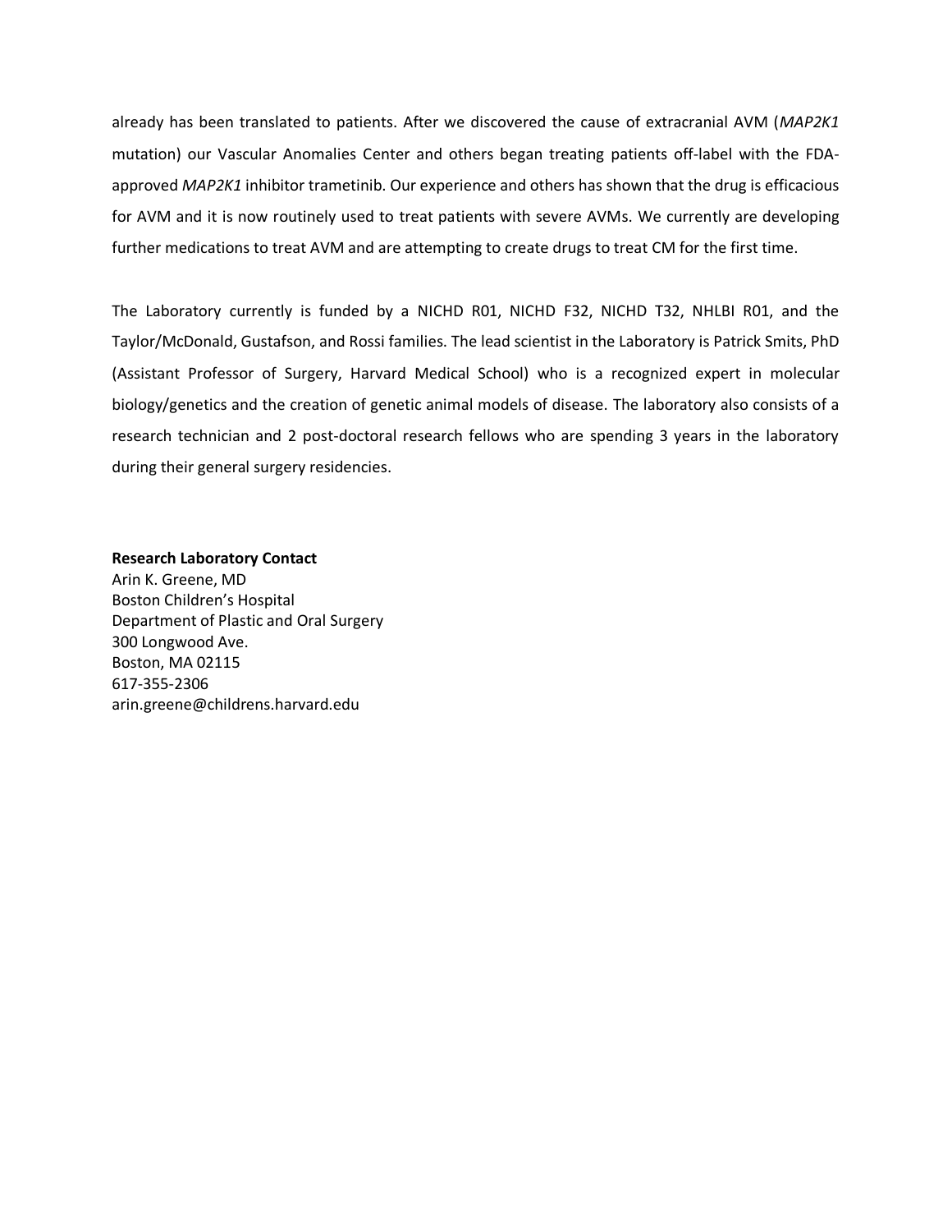already has been translated to patients. After we discovered the cause of extracranial AVM (*MAP2K1* mutation) our Vascular Anomalies Center and others began treating patients off-label with the FDA-approved *MAP2K1* inhibitor trametinib. Our experience and others has shown that the drug is efficacious for AVM and it is now routinely used to treat patients with severe AVMs. We currently are developing further medications to treat AVM and are attempting to create drugs to treat CM for the first time.

The Laboratory currently is funded by a NICHD R01, NICHD F32, NICHD T32, NHLBI R01, and the Taylor/McDonald, Gustafson, and Rossi families. The lead scientist in the Laboratory is Patrick Smits, PhD (Assistant Professor of Surgery, Harvard Medical School) who is a recognized expert in molecular biology/genetics and the creation of genetic animal models of disease. The laboratory also consists of a research technician and 2 post-doctoral research fellows who are spending 3 years in the laboratory during their general surgery residencies.

**Research Laboratory Contact**
Arin K. Greene, MD
Boston Children's Hospital
Department of Plastic and Oral Surgery
300 Longwood Ave.
Boston, MA 02115
617-355-2306
arin.greene@childrens.harvard.edu